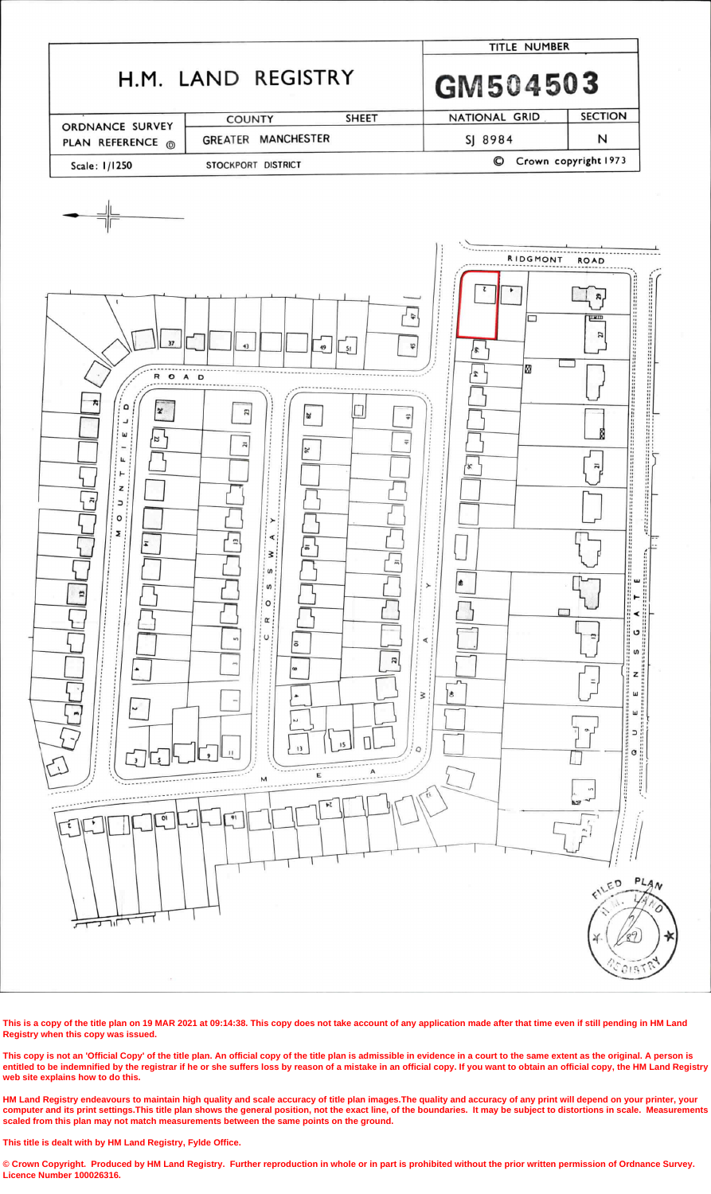# H.M. LAND REGISTRY

| | TITLE NUMBER |
|---|---|
| | GM504503 |

| ORDNANCE SURVEY PLAN REFERENCE | COUNTY | SHEET | NATIONAL GRID | SECTION |
|---|---|---|---|---|
| | GREATER MANCHESTER | | SJ 8984 | N |

Scale: 1/1250 STOCKPORT DISTRICT © Crown copyright 1973

RIDGMONT ROAD

ROAD

MOUNTFIELD

CROSSWAY

WAY

MEAD

QUEENSGATE

FILED PLAN

H.M. LAND REGISTRY

**This is a copy of the title plan on 19 MAR 2021 at 09:14:38. This copy does not take account of any application made after that time even if still pending in HM Land Registry when this copy was issued.**

**This copy is not an 'Official Copy' of the title plan. An official copy of the title plan is admissible in evidence in a court to the same extent as the original. A person is entitled to be indemnified by the registrar if he or she suffers loss by reason of a mistake in an official copy. If you want to obtain an official copy, the HM Land Registry web site explains how to do this.**

**HM Land Registry endeavours to maintain high quality and scale accuracy of title plan images.The quality and accuracy of any print will depend on your printer, your computer and its print settings.This title plan shows the general position, not the exact line, of the boundaries. It may be subject to distortions in scale. Measurements scaled from this plan may not match measurements between the same points on the ground.**

**This title is dealt with by HM Land Registry, Fylde Office.**

**© Crown Copyright. Produced by HM Land Registry. Further reproduction in whole or in part is prohibited without the prior written permission of Ordnance Survey. Licence Number 100026316.**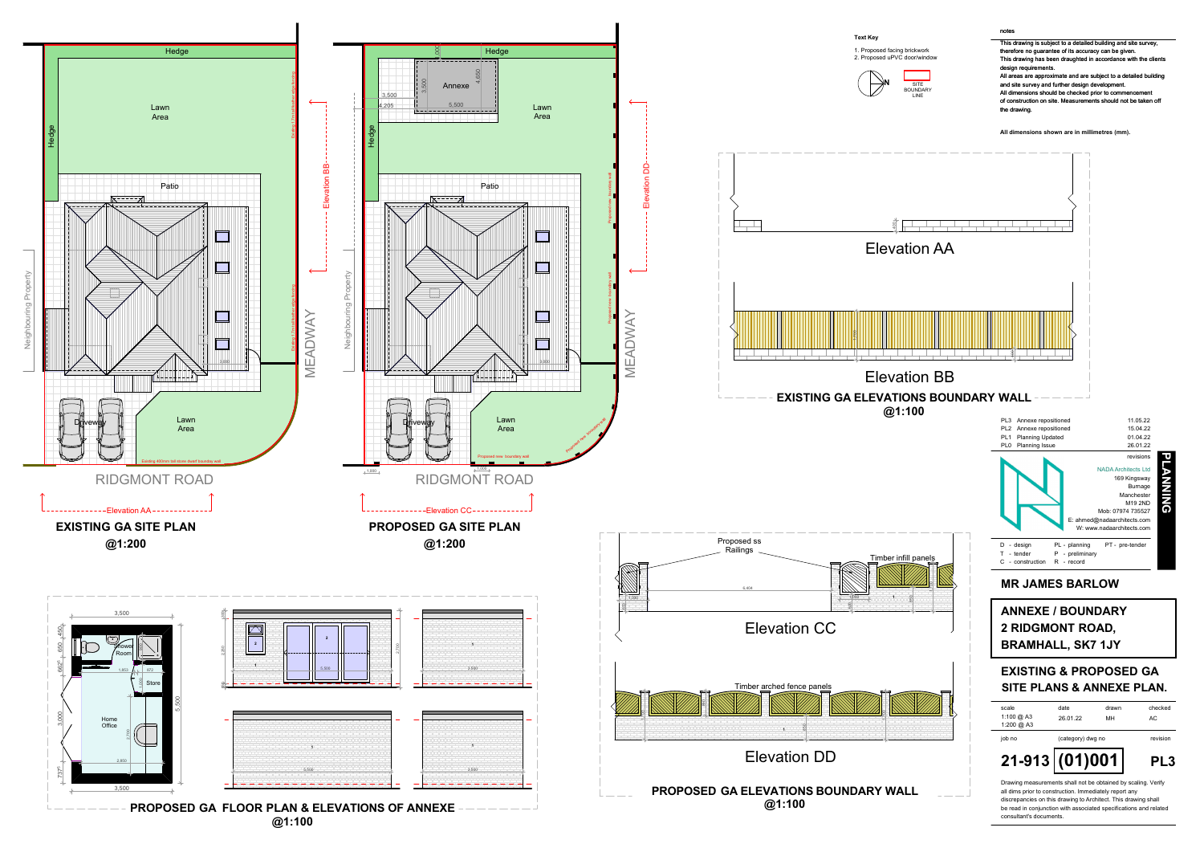notes

**This drawing is subject to a detailed building and site survey, therefore no guarantee of its accuracy can be given. This drawing has been draughted in accordance with the clients design requirements. All areas are approximate and are subject to a detailed building and site survey and further design development. All dimensions should be checked prior to commencement of construction on site. Measurements should not be taken off the drawing.**

**All dimensions shown are in millimetres (mm).**

**Text Key**

1. Proposed facing brickwork
2. Proposed uPVC door/window

N

SITE BOUNDARY LINE

## EXISTING GA SITE PLAN
**@1:200**

Hedge
Lawn Area
Patio
Neighbouring Property
MEADWAY
Driveway
Lawn Area
RIDGMONT ROAD
Elevation AA
Elevation BB
Existing 400mm tall stone dwarf boundary wall

## PROPOSED GA SITE PLAN
**@1:200**

Hedge
Annexe
3,500
4,205
5,500
4,650
Lawn Area
Patio
Neighbouring Property
MEADWAY
Driveway
Lawn Area
RIDGMONT ROAD
Elevation CC
Elevation DD
Proposed new boundary wall

## EXISTING GA ELEVATIONS BOUNDARY WALL
**@1:100**

Elevation AA

Elevation BB

## PROPOSED GA FLOOR PLAN & ELEVATIONS OF ANNEXE
**@1:100**

3,500
Shower Room
Store
Home Office
5,500
3,000
3,500

## PROPOSED GA ELEVATIONS BOUNDARY WALL
**@1:100**

Proposed ss Railings
Timber infill panels
Elevation CC

Timber arched fence panels
Elevation DD

| | | |
|---|---|---|
| PL3 | Annexe repositioned | 11.05.22 |
| PL2 | Annexe repositioned | 15.04.22 |
| PL1 | Planning Updated | 01.04.22 |
| PL0 | Planning Issue | 26.01.22 |

revisions

**PLANNING**

NADA Architects Ltd
169 Kingsway
Burnage
Manchester
M19 2ND
Mob: 07974 735527
E: ahmed@nadaarchitects.com
W: www.nadaarchitects.com

D - design | PL - planning | PT - pre-tender
T - tender | P - preliminary
C - construction | R - record

**MR JAMES BARLOW**

**ANNEXE / BOUNDARY**
**2 RIDGMONT ROAD,**
**BRAMHALL, SK7 1JY**

**EXISTING & PROPOSED GA SITE PLANS & ANNEXE PLAN.**

| scale | date | drawn | checked |
|---|---|---|---|
| 1:100 @ A3<br>1:200 @ A3 | 26.01.22 | MH | AC |

| job no | (category) dwg no | revision |
|---|---|---|
| **21-913** | **(01)001** | **PL3** |

Drawing measurements shall not be obtained by scaling. Verify all dims prior to construction. Immediately report any discrepancies on this drawing to Architect. This drawing shall be read in conjunction with associated specifications and related consultant's documents.